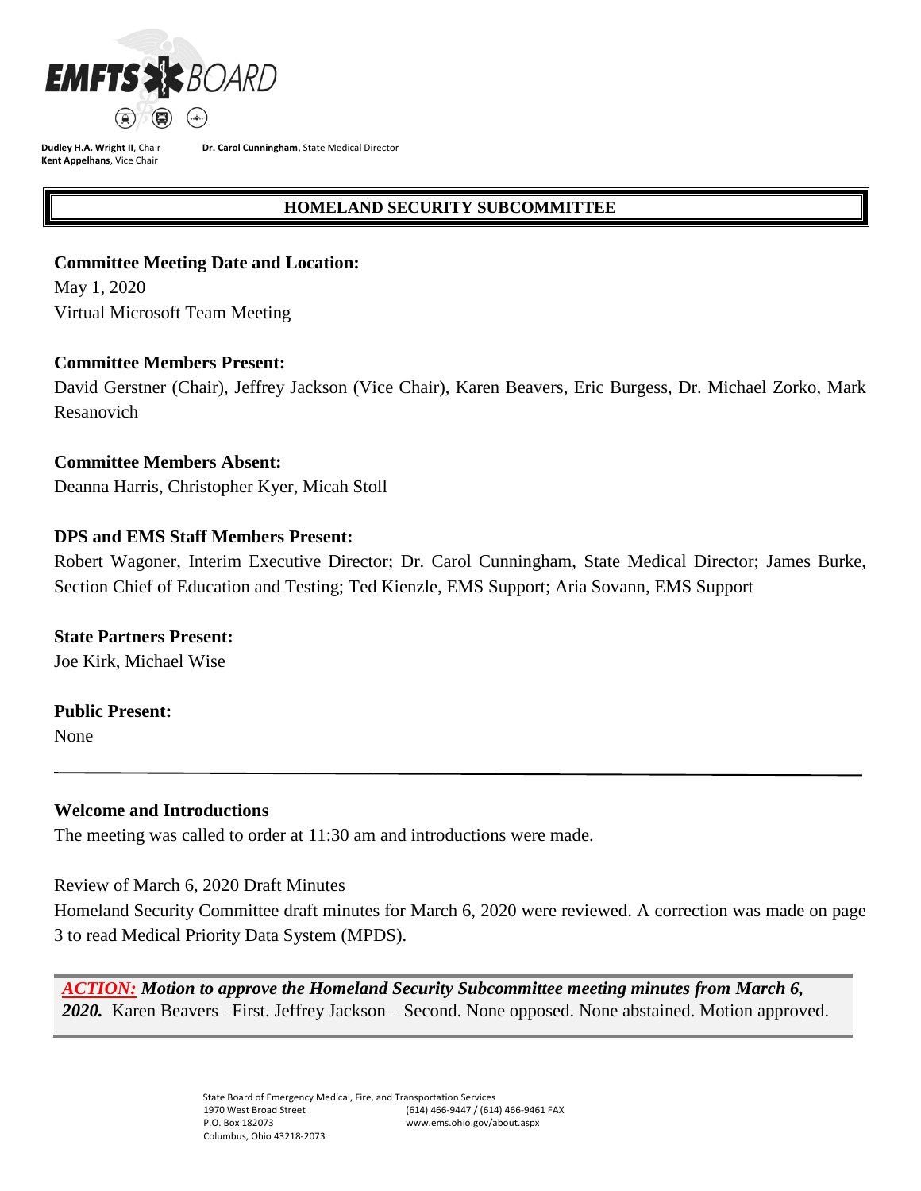EMFTS BOARD

**Dudley H.A. Wright II**, Chair
**Kent Appelhans**, Vice Chair

**Dr. Carol Cunningham**, State Medical Director

# HOMELAND SECURITY SUBCOMMITTEE

**Committee Meeting Date and Location:**
May 1, 2020
Virtual Microsoft Team Meeting

**Committee Members Present:**
David Gerstner (Chair), Jeffrey Jackson (Vice Chair), Karen Beavers, Eric Burgess, Dr. Michael Zorko, Mark Resanovich

**Committee Members Absent:**
Deanna Harris, Christopher Kyer, Micah Stoll

**DPS and EMS Staff Members Present:**
Robert Wagoner, Interim Executive Director; Dr. Carol Cunningham, State Medical Director; James Burke, Section Chief of Education and Testing; Ted Kienzle, EMS Support; Aria Sovann, EMS Support

**State Partners Present:**
Joe Kirk, Michael Wise

**Public Present:**
None

---

**Welcome and Introductions**
The meeting was called to order at 11:30 am and introductions were made.

Review of March 6, 2020 Draft Minutes
Homeland Security Committee draft minutes for March 6, 2020 were reviewed. A correction was made on page 3 to read Medical Priority Data System (MPDS).

***ACTION:*** ***Motion to approve the Homeland Security Subcommittee meeting minutes from March 6, 2020.*** Karen Beavers– First. Jeffrey Jackson – Second. None opposed. None abstained. Motion approved.

State Board of Emergency Medical, Fire, and Transportation Services
1970 West Broad Street
P.O. Box 182073
Columbus, Ohio 43218-2073
(614) 466-9447 / (614) 466-9461 FAX
www.ems.ohio.gov/about.aspx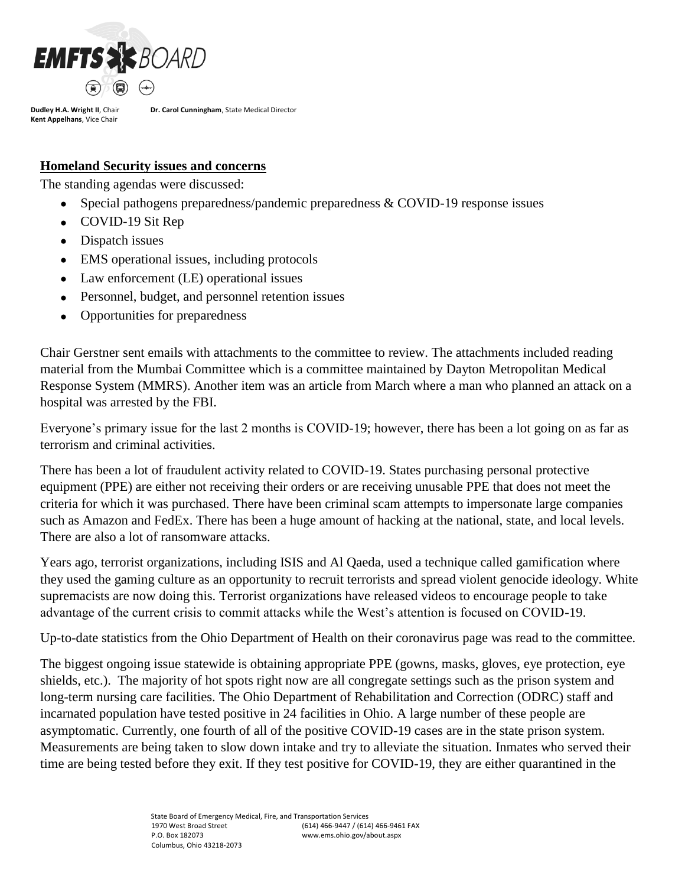## Homeland Security issues and concerns

The standing agendas were discussed:

- Special pathogens preparedness/pandemic preparedness & COVID-19 response issues
- COVID-19 Sit Rep
- Dispatch issues
- EMS operational issues, including protocols
- Law enforcement (LE) operational issues
- Personnel, budget, and personnel retention issues
- Opportunities for preparedness

Chair Gerstner sent emails with attachments to the committee to review. The attachments included reading material from the Mumbai Committee which is a committee maintained by Dayton Metropolitan Medical Response System (MMRS). Another item was an article from March where a man who planned an attack on a hospital was arrested by the FBI.

Everyone's primary issue for the last 2 months is COVID-19; however, there has been a lot going on as far as terrorism and criminal activities.

There has been a lot of fraudulent activity related to COVID-19. States purchasing personal protective equipment (PPE) are either not receiving their orders or are receiving unusable PPE that does not meet the criteria for which it was purchased. There have been criminal scam attempts to impersonate large companies such as Amazon and FedEx. There has been a huge amount of hacking at the national, state, and local levels. There are also a lot of ransomware attacks.

Years ago, terrorist organizations, including ISIS and Al Qaeda, used a technique called gamification where they used the gaming culture as an opportunity to recruit terrorists and spread violent genocide ideology. White supremacists are now doing this. Terrorist organizations have released videos to encourage people to take advantage of the current crisis to commit attacks while the West's attention is focused on COVID-19.

Up-to-date statistics from the Ohio Department of Health on their coronavirus page was read to the committee.

The biggest ongoing issue statewide is obtaining appropriate PPE (gowns, masks, gloves, eye protection, eye shields, etc.). The majority of hot spots right now are all congregate settings such as the prison system and long-term nursing care facilities. The Ohio Department of Rehabilitation and Correction (ODRC) staff and incarnated population have tested positive in 24 facilities in Ohio. A large number of these people are asymptomatic. Currently, one fourth of all of the positive COVID-19 cases are in the state prison system. Measurements are being taken to slow down intake and try to alleviate the situation. Inmates who served their time are being tested before they exit. If they test positive for COVID-19, they are either quarantined in the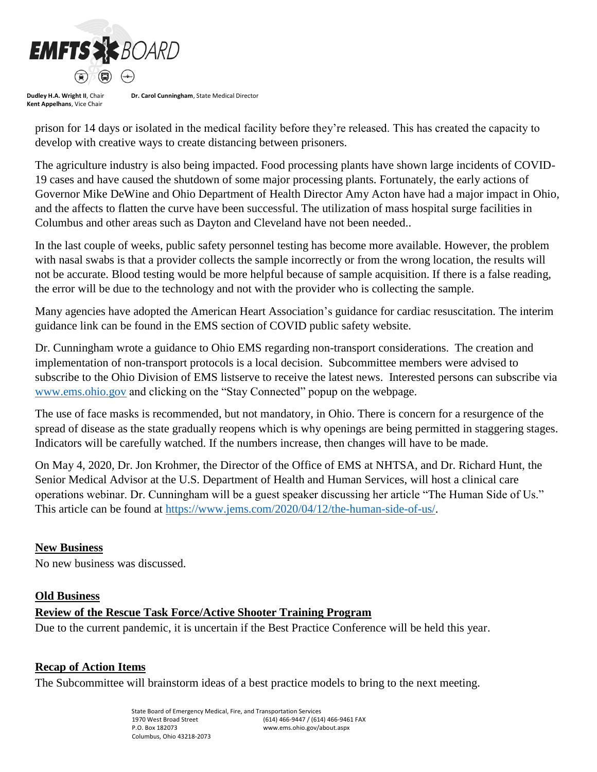prison for 14 days or isolated in the medical facility before they're released. This has created the capacity to develop with creative ways to create distancing between prisoners.

The agriculture industry is also being impacted. Food processing plants have shown large incidents of COVID-19 cases and have caused the shutdown of some major processing plants. Fortunately, the early actions of Governor Mike DeWine and Ohio Department of Health Director Amy Acton have had a major impact in Ohio, and the affects to flatten the curve have been successful. The utilization of mass hospital surge facilities in Columbus and other areas such as Dayton and Cleveland have not been needed..

In the last couple of weeks, public safety personnel testing has become more available. However, the problem with nasal swabs is that a provider collects the sample incorrectly or from the wrong location, the results will not be accurate. Blood testing would be more helpful because of sample acquisition. If there is a false reading, the error will be due to the technology and not with the provider who is collecting the sample.

Many agencies have adopted the American Heart Association's guidance for cardiac resuscitation. The interim guidance link can be found in the EMS section of COVID public safety website.

Dr. Cunningham wrote a guidance to Ohio EMS regarding non-transport considerations. The creation and implementation of non-transport protocols is a local decision. Subcommittee members were advised to subscribe to the Ohio Division of EMS listserve to receive the latest news. Interested persons can subscribe via www.ems.ohio.gov and clicking on the "Stay Connected" popup on the webpage.

The use of face masks is recommended, but not mandatory, in Ohio. There is concern for a resurgence of the spread of disease as the state gradually reopens which is why openings are being permitted in staggering stages. Indicators will be carefully watched. If the numbers increase, then changes will have to be made.

On May 4, 2020, Dr. Jon Krohmer, the Director of the Office of EMS at NHTSA, and Dr. Richard Hunt, the Senior Medical Advisor at the U.S. Department of Health and Human Services, will host a clinical care operations webinar. Dr. Cunningham will be a guest speaker discussing her article "The Human Side of Us." This article can be found at https://www.jems.com/2020/04/12/the-human-side-of-us/.

**New Business**

No new business was discussed.

**Old Business**

**Review of the Rescue Task Force/Active Shooter Training Program**

Due to the current pandemic, it is uncertain if the Best Practice Conference will be held this year.

**Recap of Action Items**

The Subcommittee will brainstorm ideas of a best practice models to bring to the next meeting.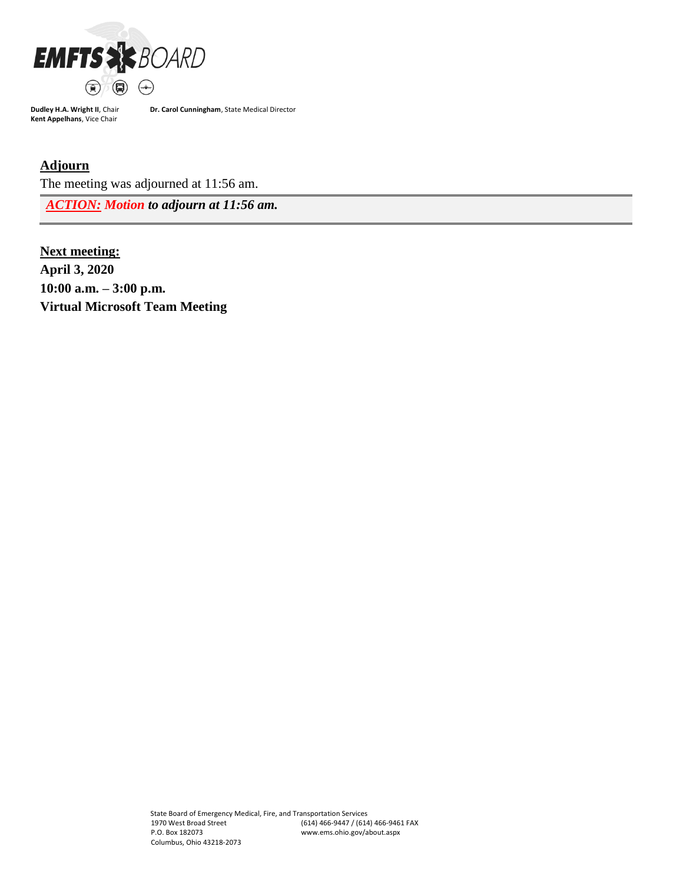**Dudley H.A. Wright II**, Chair
**Kent Appelhans**, Vice Chair

**Dr. Carol Cunningham**, State Medical Director

## Adjourn

The meeting was adjourned at 11:56 am.

***ACTION: Motion to adjourn at 11:56 am.***

**Next meeting:**
**April 3, 2020**
**10:00 a.m. – 3:00 p.m.**
**Virtual Microsoft Team Meeting**

State Board of Emergency Medical, Fire, and Transportation Services
1970 West Broad Street
P.O. Box 182073
Columbus, Ohio 43218-2073
(614) 466-9447 / (614) 466-9461 FAX
www.ems.ohio.gov/about.aspx